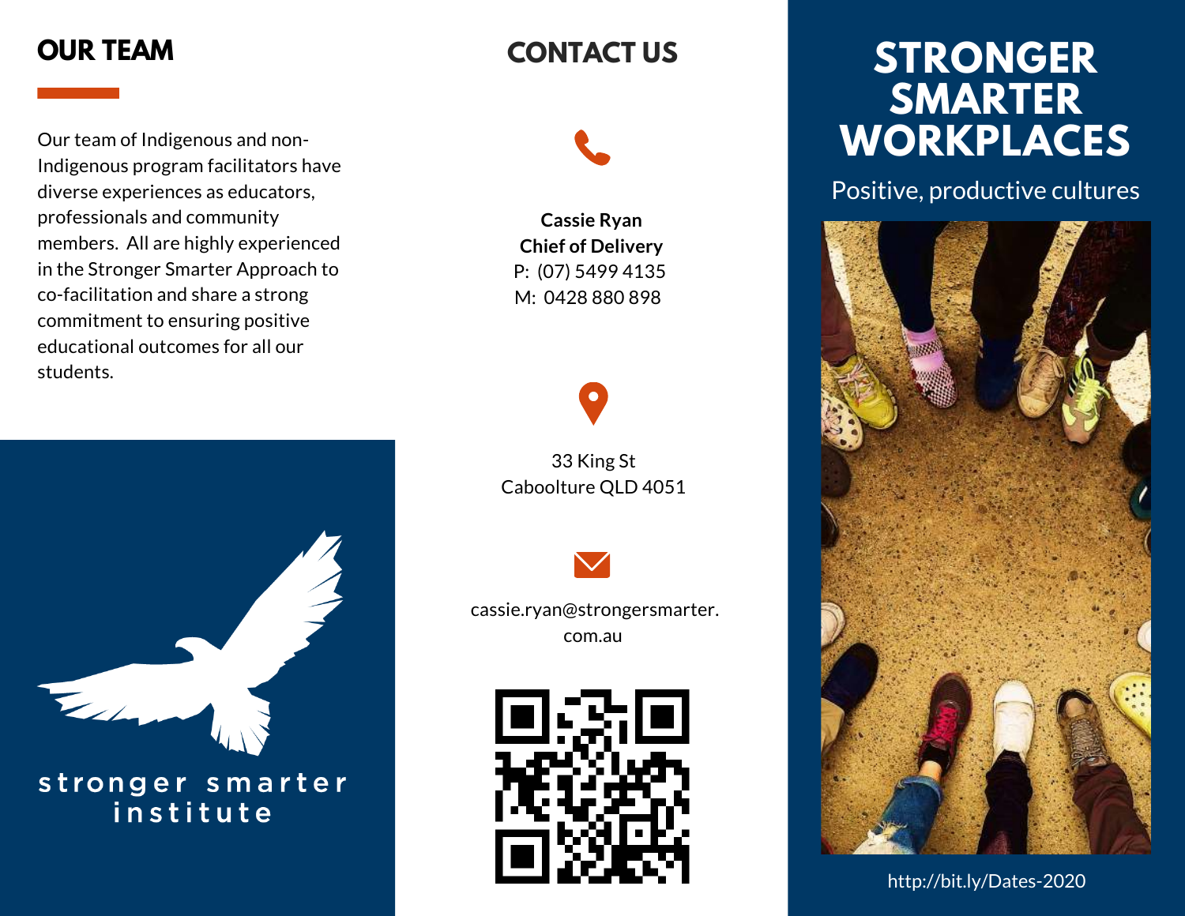## OUR TEAM

Our team of Indigenous and non-Indigenous program facilitators have diverse experiences as educators, professionals and community members. All are highly experienced in the Stronger Smarter Approach to co-facilitation and share a strong commitment to ensuring positive educational outcomes for all our students.

stronger smarter institute

## CONTACT US

**Cassie Ryan**
**Chief of Delivery**
P: (07) 5499 4135
M: 0428 880 898

33 King St
Caboolture QLD 4051

cassie.ryan@strongersmarter.com.au

# STRONGER SMARTER WORKPLACES

Positive, productive cultures

http://bit.ly/Dates-2020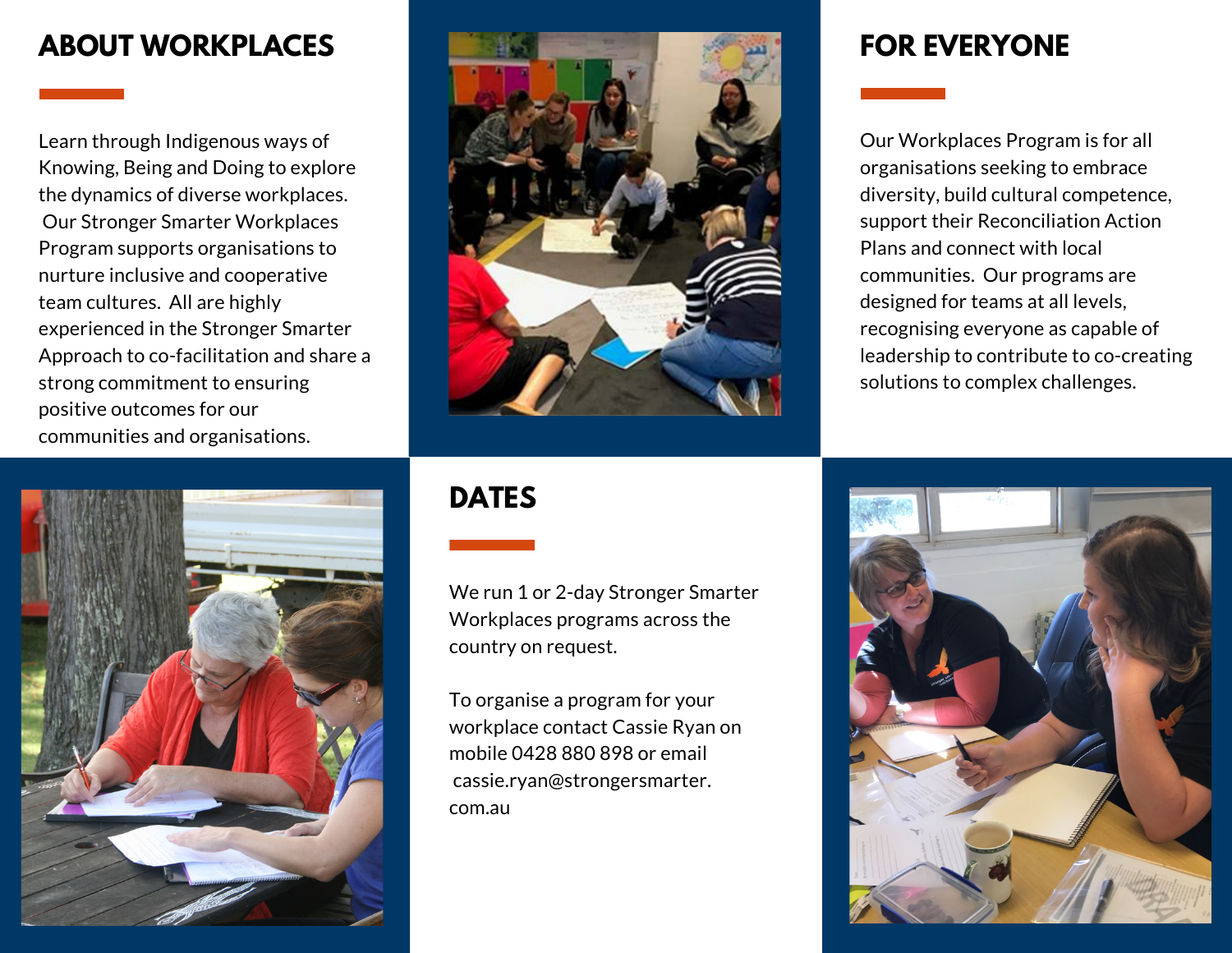## ABOUT WORKPLACES

Learn through Indigenous ways of Knowing, Being and Doing to explore the dynamics of diverse workplaces. Our Stronger Smarter Workplaces Program supports organisations to nurture inclusive and cooperative team cultures. All are highly experienced in the Stronger Smarter Approach to co-facilitation and share a strong commitment to ensuring positive outcomes for our communities and organisations.

## FOR EVERYONE

Our Workplaces Program is for all organisations seeking to embrace diversity, build cultural competence, support their Reconciliation Action Plans and connect with local communities. Our programs are designed for teams at all levels, recognising everyone as capable of leadership to contribute to co-creating solutions to complex challenges.

## DATES

We run 1 or 2-day Stronger Smarter Workplaces programs across the country on request.

To organise a program for your workplace contact Cassie Ryan on mobile 0428 880 898 or email cassie.ryan@strongersmarter.com.au